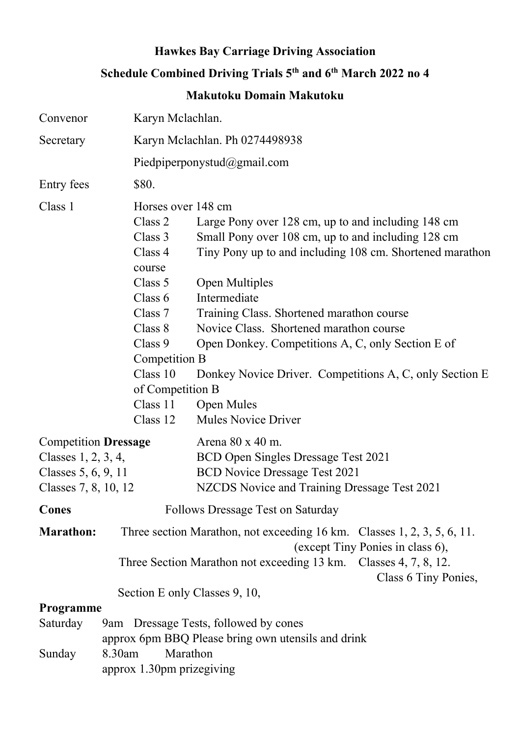**Hawkes Bay Carriage Driving Association**

**Schedule Combined Driving Trials 5th and 6th March 2022 no 4**

**Makutoku Domain Makutoku**

Convenor Karyn Mclachlan.

Secretary Karyn Mclachlan. Ph 0274498938

Piedpiperponystud@gmail.com

Entry fees $80.

Class 1 Horses over 148 cm

Class 2 Large Pony over 128 cm, up to and including 148 cm

Class 3 Small Pony over 108 cm, up to and including 128 cm

Class 4 Tiny Pony up to and including 108 cm. Shortened marathon course

Class 5 Open Multiples

Class 6 Intermediate

Class 7 Training Class. Shortened marathon course

Class 8 Novice Class. Shortened marathon course

Class 9 Open Donkey. Competitions A, C, only Section E of Competition B

Class 10 Donkey Novice Driver. Competitions A, C, only Section E of Competition B

Class 11 Open Mules

Class 12 Mules Novice Driver

Competition **Dressage** Arena 80 x 40 m.

Classes 1, 2, 3, 4, BCD Open Singles Dressage Test 2021

Classes 5, 6, 9, 11 BCD Novice Dressage Test 2021

Classes 7, 8, 10, 12 NZCDS Novice and Training Dressage Test 2021

**Cones** Follows Dressage Test on Saturday

**Marathon:** Three section Marathon, not exceeding 16 km. Classes 1, 2, 3, 5, 6, 11. (except Tiny Ponies in class 6),

Three Section Marathon not exceeding 13 km. Classes 4, 7, 8, 12. Class 6 Tiny Ponies,

Section E only Classes 9, 10,

**Programme**

Saturday 9am Dressage Tests, followed by cones

approx 6pm BBQ Please bring own utensils and drink

Sunday 8.30am Marathon

approx 1.30pm prizegiving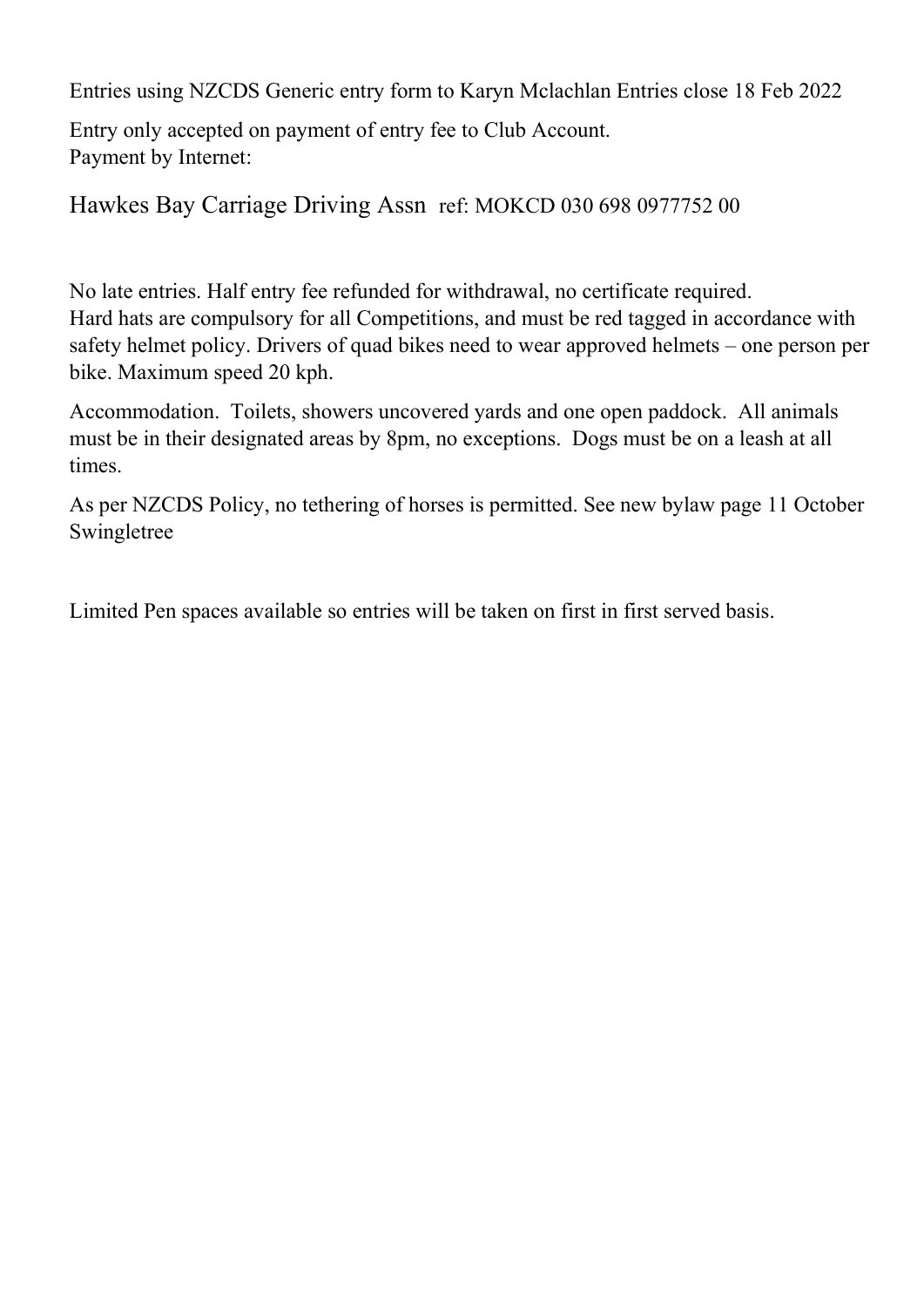Entries using NZCDS Generic entry form to Karyn Mclachlan Entries close 18 Feb 2022

Entry only accepted on payment of entry fee to Club Account.
Payment by Internet:

Hawkes Bay Carriage Driving Assn ref: MOKCD 030 698 0977752 00

No late entries. Half entry fee refunded for withdrawal, no certificate required.
Hard hats are compulsory for all Competitions, and must be red tagged in accordance with safety helmet policy. Drivers of quad bikes need to wear approved helmets – one person per bike. Maximum speed 20 kph.

Accommodation. Toilets, showers uncovered yards and one open paddock. All animals must be in their designated areas by 8pm, no exceptions. Dogs must be on a leash at all times.

As per NZCDS Policy, no tethering of horses is permitted. See new bylaw page 11 October Swingletree

Limited Pen spaces available so entries will be taken on first in first served basis.